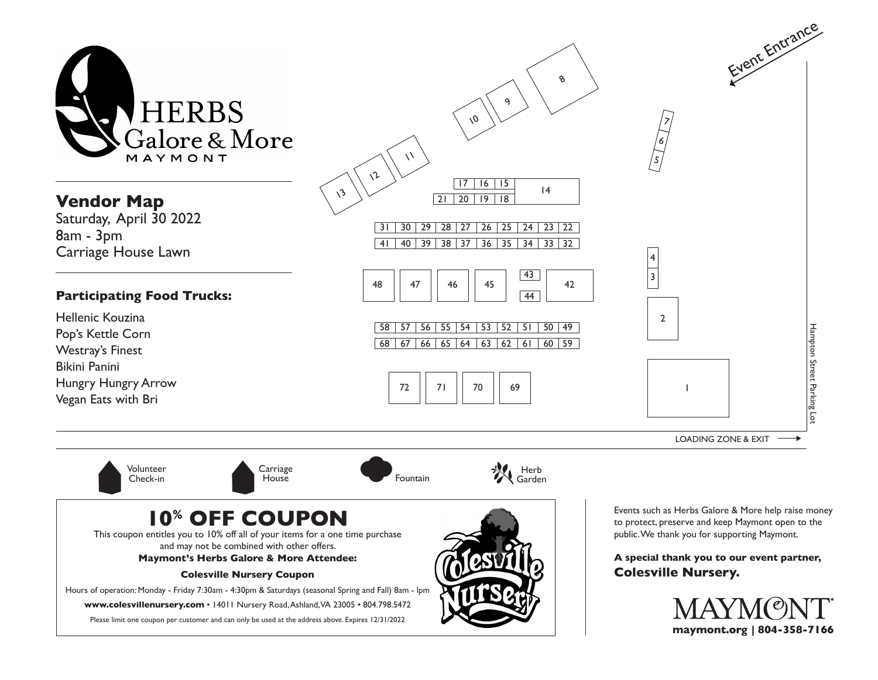# HERBS Galore & More

MAYMONT

## Vendor Map

Saturday, April 30 2022
8am - 3pm
Carriage House Lawn

### Participating Food Trucks:

Hellenic Kouzina
Pop's Kettle Corn
Westray's Finest
Bikini Panini
Hungry Hungry Arrow
Vegan Eats with Bri

Event Entrance

8 9 10 11 12 13

7 6 5

17 16 15 14
21 20 19 18

31 30 29 28 27 26 25 24 23 22
41 40 39 38 37 36 35 34 33 32

4 3

48 47 46 45 43 44 42

2

58 57 56 55 54 53 52 51 50 49
68 67 66 65 64 63 62 61 60 59

72 71 70 69

1

Hampton Street Parking Lot

LOADING ZONE & EXIT →

Volunteer Check-in

Carriage House

Fountain

Herb Garden

## 10% OFF COUPON

This coupon entitles you to 10% off all of your items for a one time purchase and may not be combined with other offers.

**Maymont's Herbs Galore & More Attendee:**

**Colesville Nursery Coupon**

Hours of operation: Monday - Friday 7:30am - 4:30pm & Saturdays (seasonal Spring and Fall) 8am - 1pm

**www.colesvillenursery.com** • 14011 Nursery Road, Ashland, VA 23005 • 804.798.5472

Please limit one coupon per customer and can only be used at the address above. Expires 12/31/2022

Colesville Nursery

Events such as Herbs Galore & More help raise money to protect, preserve and keep Maymont open to the public. We thank you for supporting Maymont.

**A special thank you to our event partner, Colesville Nursery.**

MAYMONT

**maymont.org | 804-358-7166**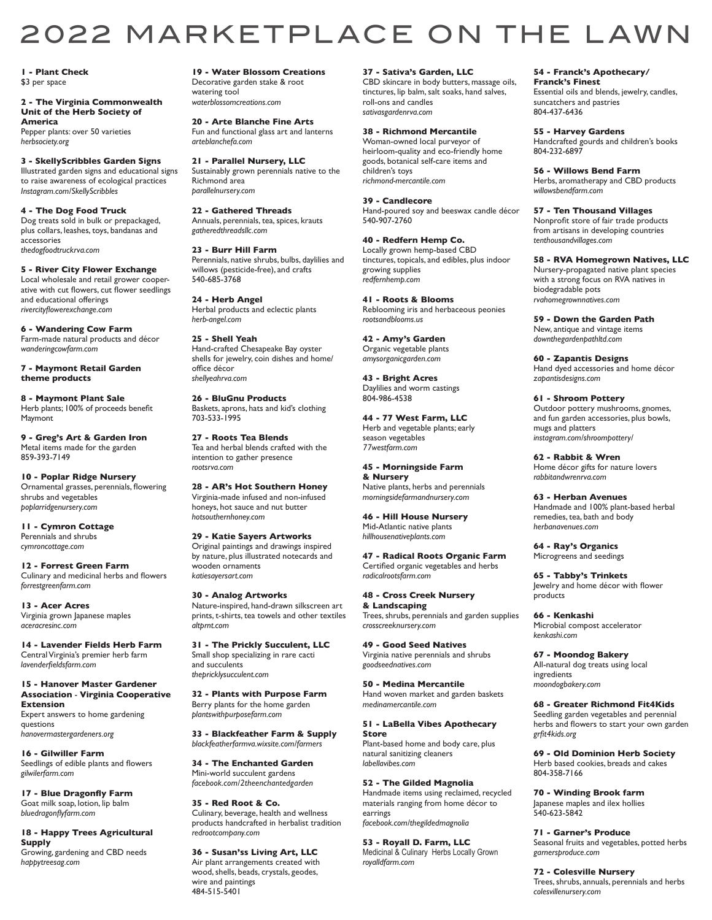# 2022 MARKETPLACE ON THE LAWN

**1 - Plant Check**
$3 per space

**2 - The Virginia Commonwealth Unit of the Herb Society of America**
Pepper plants: over 50 varieties
*herbsociety.org*

**3 - SkellyScribbles Garden Signs**
Illustrated garden signs and educational signs to raise awareness of ecological practices
*Instagram.com/SkellyScribbles*

**4 - The Dog Food Truck**
Dog treats sold in bulk or prepackaged, plus collars, leashes, toys, bandanas and accessories
*thedogfoodtruckrva.com*

**5 - River City Flower Exchange**
Local wholesale and retail grower cooperative with cut flowers, cut flower seedlings and educational offerings
*rivercityflowerexchange.com*

**6 - Wandering Cow Farm**
Farm-made natural products and décor
*wanderingcowfarm.com*

**7 - Maymont Retail Garden theme products**

**8 - Maymont Plant Sale**
Herb plants; 100% of proceeds benefit Maymont

**9 - Greg's Art & Garden Iron**
Metal items made for the garden
859-393-7149

**10 - Poplar Ridge Nursery**
Ornamental grasses, perennials, flowering shrubs and vegetables
*poplarridgenursery.com*

**11 - Cymron Cottage**
Perennials and shrubs
*cymroncottage.com*

**12 - Forrest Green Farm**
Culinary and medicinal herbs and flowers
*forrestgreenfarm.com*

**13 - Acer Acres**
Virginia grown Japanese maples
*aceracresinc.com*

**14 - Lavender Fields Herb Farm**
Central Virginia's premier herb farm
*lavenderfieldsfarm.com*

**15 - Hanover Master Gardener Association - Virginia Cooperative Extension**
Expert answers to home gardening questions
*hanovermastergardeners.org*

**16 - Gilwiller Farm**
Seedlings of edible plants and flowers
*gilwilerfarm.com*

**17 - Blue Dragonfly Farm**
Goat milk soap, lotion, lip balm
*bluedragonflyfarm.com*

**18 - Happy Trees Agricultural Supply**
Growing, gardening and CBD needs
*happytreesag.com*

**19 - Water Blossom Creations**
Decorative garden stake & root watering tool
*waterblossomcreations.com*

**20 - Arte Blanche Fine Arts**
Fun and functional glass art and lanterns
*arteblanchefa.com*

**21 - Parallel Nursery, LLC**
Sustainably grown perennials native to the Richmond area
*parallelnursery.com*

**22 - Gathered Threads**
Annuals, perennials, tea, spices, krauts
*gatheredthreadsllc.com*

**23 - Burr Hill Farm**
Perennials, native shrubs, bulbs, daylilies and willows (pesticide-free), and crafts
540-685-3768

**24 - Herb Angel**
Herbal products and eclectic plants
*herb-angel.com*

**25 - Shell Yeah**
Hand-crafted Chesapeake Bay oyster shells for jewelry, coin dishes and home/office décor
*shellyeahrva.com*

**26 - BluGnu Products**
Baskets, aprons, hats and kid's clothing
703-533-1995

**27 - Roots Tea Blends**
Tea and herbal blends crafted with the intention to gather presence
*rootsrva.com*

**28 - AR's Hot Southern Honey**
Virginia-made infused and non-infused honeys, hot sauce and nut butter
*hotsouthernhoney.com*

**29 - Katie Sayers Artworks**
Original paintings and drawings inspired by nature, plus illustrated notecards and wooden ornaments
*katiesayersart.com*

**30 - Analog Artworks**
Nature-inspired, hand-drawn silkscreen art prints, t-shirts, tea towels and other textiles
*altprnt.com*

**31 - The Prickly Succulent, LLC**
Small shop specializing in rare cacti and succulents
*thepricklysucculent.com*

**32 - Plants with Purpose Farm**
Berry plants for the home garden
*plantswithpurposefarm.com*

**33 - Blackfeather Farm & Supply**
*blackfeatherfarmva.wixsite.com/farmers*

**34 - The Enchanted Garden**
Mini-world succulent gardens
*facebook.com/2theenchantedgarden*

**35 - Red Root & Co.**
Culinary, beverage, health and wellness products handcrafted in herbalist tradition
*redrootcompany.com*

**36 - Susan'ss Living Art, LLC**
Air plant arrangements created with wood, shells, beads, crystals, geodes, wire and paintings
484-515-5401

**37 - Sativa's Garden, LLC**
CBD skincare in body butters, massage oils, tinctures, lip balm, salt soaks, hand salves, roll-ons and candles
*sativasgardenrva.com*

**38 - Richmond Mercantile**
Woman-owned local purveyor of heirloom-quality and eco-friendly home goods, botanical self-care items and children's toys
*richmond-mercantile.com*

**39 - Candlecore**
Hand-poured soy and beeswax candle décor
540-907-2760

**40 - Redfern Hemp Co.**
Locally grown hemp-based CBD tinctures, topicals, and edibles, plus indoor growing supplies
*redfernhemp.com*

**41 - Roots & Blooms**
Reblooming iris and herbaceous peonies
*rootsandblooms.us*

**42 - Amy's Garden**
Organic vegetable plants
*amysorganicgarden.com*

**43 - Bright Acres**
Daylilies and worm castings
804-986-4538

**44 - 77 West Farm, LLC**
Herb and vegetable plants; early season vegetables
*77westfarm.com*

**45 - Morningside Farm & Nursery**
Native plants, herbs and perennials
*morningsidefarmandnursery.com*

**46 - Hill House Nursery**
Mid-Atlantic native plants
*hillhousenativeplants.com*

**47 - Radical Roots Organic Farm**
Certified organic vegetables and herbs
*radicalrootsfarm.com*

**48 - Cross Creek Nursery & Landscaping**
Trees, shrubs, perennials and garden supplies
*crosscreeknursery.com*

**49 - Good Seed Natives**
Virginia native perennials and shrubs
*goodseednatives.com*

**50 - Medina Mercantile**
Hand woven market and garden baskets
*medinamercantile.com*

**51 - LaBella Vibes Apothecary Store**
Plant-based home and body care, plus natural sanitizing cleaners
*labellavibes.com*

**52 - The Gilded Magnolia**
Handmade items using reclaimed, recycled materials ranging from home décor to earrings
*facebook.com/thegildedmagnolia*

**53 - Royall D. Farm, LLC**
Medicinal & Culinary Herbs Locally Grown
*royalldfarm.com*

**54 - Franck's Apothecary/ Franck's Finest**
Essential oils and blends, jewelry, candles, suncatchers and pastries
804-437-6436

**55 - Harvey Gardens**
Handcrafted gourds and children's books
804-232-6897

**56 - Willows Bend Farm**
Herbs, aromatherapy and CBD products
*willowsbendfarm.com*

**57 - Ten Thousand Villages**
Nonprofit store of fair trade products from artisans in developing countries
*tenthousandvillages.com*

**58 - RVA Homegrown Natives, LLC**
Nursery-propagated native plant species with a strong focus on RVA natives in biodegradable pots
*rvahomegrownnatives.com*

**59 - Down the Garden Path**
New, antique and vintage items
*downthegardenpathltd.com*

**60 - Zapantis Designs**
Hand dyed accessories and home décor
*zapantisdesigns.com*

**61 - Shroom Pottery**
Outdoor pottery mushrooms, gnomes, and fun garden accessories, plus bowls, mugs and platters
*instagram.com/shroompottery/*

**62 - Rabbit & Wren**
Home décor gifts for nature lovers
*rabbitandwrenrva.com*

**63 - Herban Avenues**
Handmade and 100% plant-based herbal remedies, tea, bath and body
*herbanavenues.com*

**64 - Ray's Organics**
Microgreens and seedings

**65 - Tabby's Trinkets**
Jewelry and home décor with flower products

**66 - Kenkashi**
Microbial compost accelerator
*kenkashi.com*

**67 - Moondog Bakery**
All-natural dog treats using local ingredients
*moondogbakery.com*

**68 - Greater Richmond Fit4Kids**
Seedling garden vegetables and perennial herbs and flowers to start your own garden
*grfit4kids.org*

**69 - Old Dominion Herb Society**
Herb based cookies, breads and cakes
804-358-7166

**70 - Winding Brook farm**
Japanese maples and ilex hollies
540-623-5842

**71 - Garner's Produce**
Seasonal fruits and vegetables, potted herbs
*garnersproduce.com*

**72 - Colesville Nursery**
Trees, shrubs, annuals, perennials and herbs
*colesvillenursery.com*